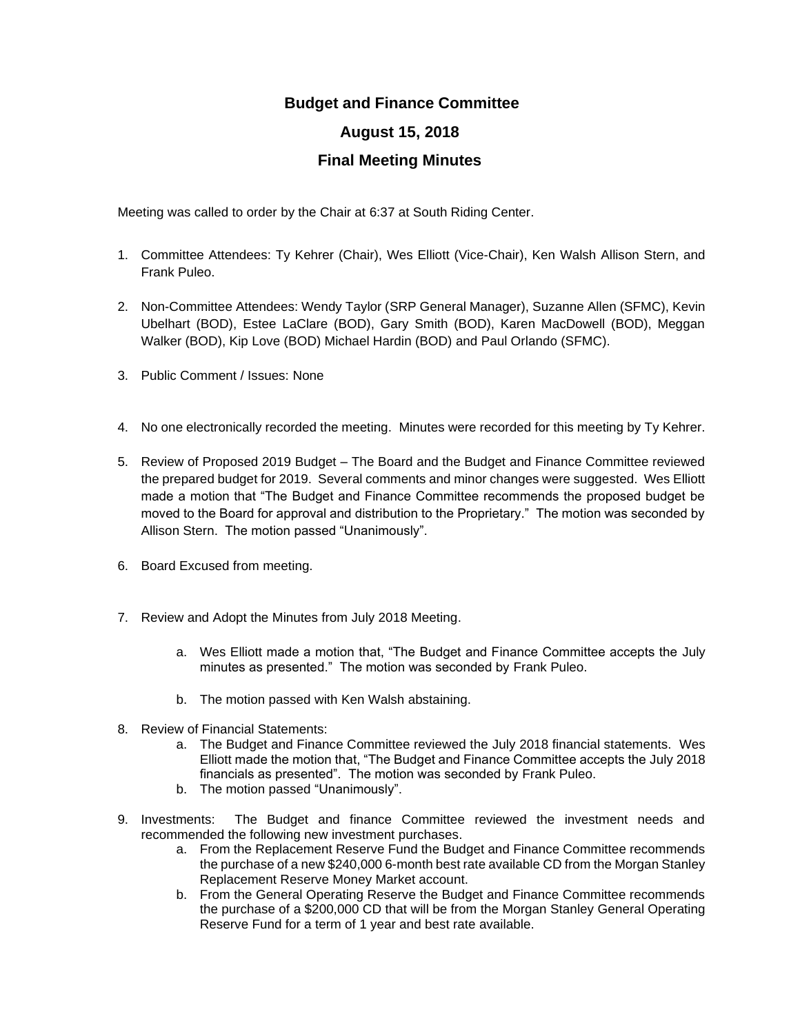# Budget and Finance Committee

## August 15, 2018

## Final Meeting Minutes

Meeting was called to order by the Chair at 6:37 at South Riding Center.

1. Committee Attendees: Ty Kehrer (Chair), Wes Elliott (Vice-Chair), Ken Walsh Allison Stern, and Frank Puleo.

2. Non-Committee Attendees: Wendy Taylor (SRP General Manager), Suzanne Allen (SFMC), Kevin Ubelhart (BOD), Estee LaClare (BOD), Gary Smith (BOD), Karen MacDowell (BOD), Meggan Walker (BOD), Kip Love (BOD) Michael Hardin (BOD) and Paul Orlando (SFMC).

3. Public Comment / Issues: None

4. No one electronically recorded the meeting. Minutes were recorded for this meeting by Ty Kehrer.

5. Review of Proposed 2019 Budget – The Board and the Budget and Finance Committee reviewed the prepared budget for 2019. Several comments and minor changes were suggested. Wes Elliott made a motion that "The Budget and Finance Committee recommends the proposed budget be moved to the Board for approval and distribution to the Proprietary." The motion was seconded by Allison Stern. The motion passed "Unanimously".

6. Board Excused from meeting.

7. Review and Adopt the Minutes from July 2018 Meeting.
    a. Wes Elliott made a motion that, "The Budget and Finance Committee accepts the July minutes as presented." The motion was seconded by Frank Puleo.
    b. The motion passed with Ken Walsh abstaining.

8. Review of Financial Statements:
    a. The Budget and Finance Committee reviewed the July 2018 financial statements. Wes Elliott made the motion that, "The Budget and Finance Committee accepts the July 2018 financials as presented". The motion was seconded by Frank Puleo.
    b. The motion passed "Unanimously".

9. Investments: The Budget and finance Committee reviewed the investment needs and recommended the following new investment purchases.
    a. From the Replacement Reserve Fund the Budget and Finance Committee recommends the purchase of a new $240,000 6-month best rate available CD from the Morgan Stanley Replacement Reserve Money Market account.
    b. From the General Operating Reserve the Budget and Finance Committee recommends the purchase of a $200,000 CD that will be from the Morgan Stanley General Operating Reserve Fund for a term of 1 year and best rate available.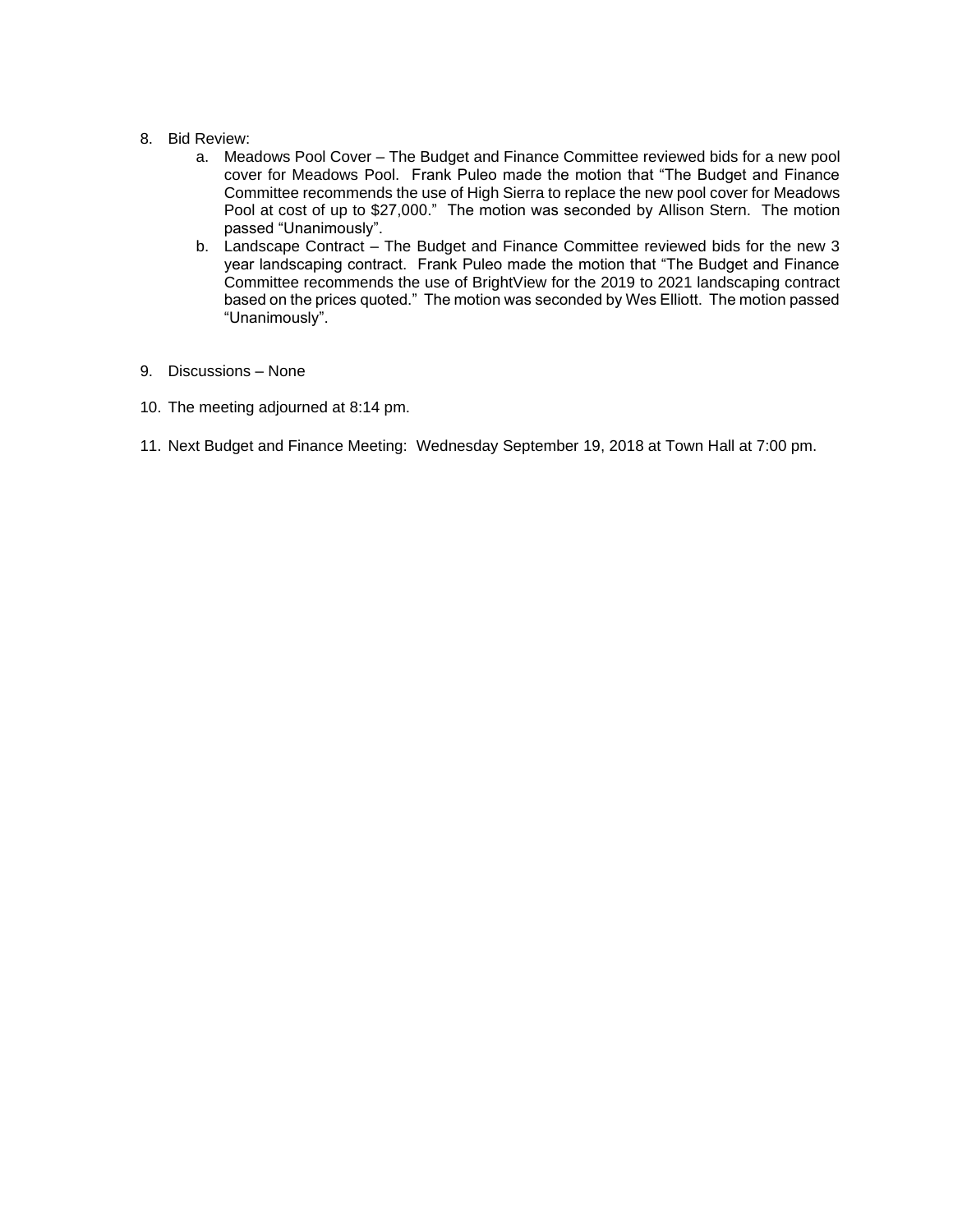8. Bid Review:
   a. Meadows Pool Cover – The Budget and Finance Committee reviewed bids for a new pool cover for Meadows Pool. Frank Puleo made the motion that "The Budget and Finance Committee recommends the use of High Sierra to replace the new pool cover for Meadows Pool at cost of up to $27,000." The motion was seconded by Allison Stern. The motion passed "Unanimously".
   b. Landscape Contract – The Budget and Finance Committee reviewed bids for the new 3 year landscaping contract. Frank Puleo made the motion that "The Budget and Finance Committee recommends the use of BrightView for the 2019 to 2021 landscaping contract based on the prices quoted." The motion was seconded by Wes Elliott. The motion passed "Unanimously".

9. Discussions – None

10. The meeting adjourned at 8:14 pm.

11. Next Budget and Finance Meeting: Wednesday September 19, 2018 at Town Hall at 7:00 pm.